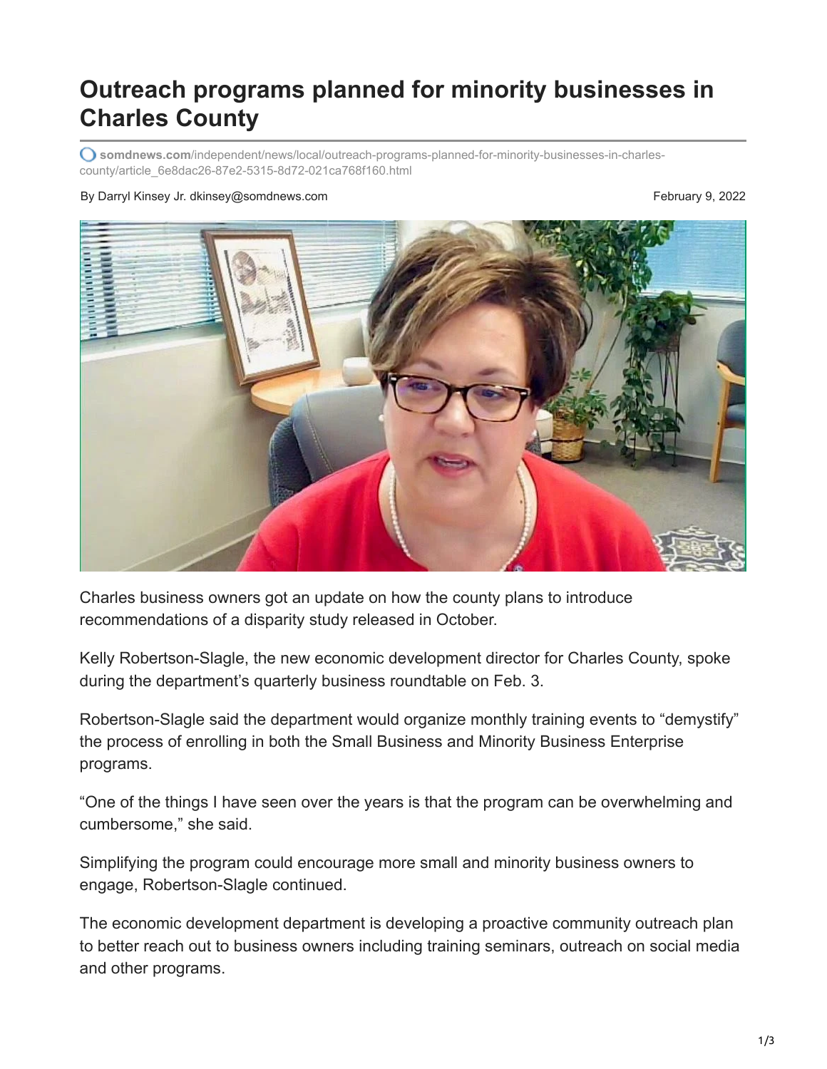# Outreach programs planned for minority businesses in Charles County

somdnews.com/independent/news/local/outreach-programs-planned-for-minority-businesses-in-charles-county/article_6e8dac26-87e2-5315-8d72-021ca768f160.html

By Darryl Kinsey Jr. dkinsey@somdnews.com

February 9, 2022

Charles business owners got an update on how the county plans to introduce recommendations of a disparity study released in October.

Kelly Robertson-Slagle, the new economic development director for Charles County, spoke during the department's quarterly business roundtable on Feb. 3.

Robertson-Slagle said the department would organize monthly training events to "demystify" the process of enrolling in both the Small Business and Minority Business Enterprise programs.

"One of the things I have seen over the years is that the program can be overwhelming and cumbersome," she said.

Simplifying the program could encourage more small and minority business owners to engage, Robertson-Slagle continued.

The economic development department is developing a proactive community outreach plan to better reach out to business owners including training seminars, outreach on social media and other programs.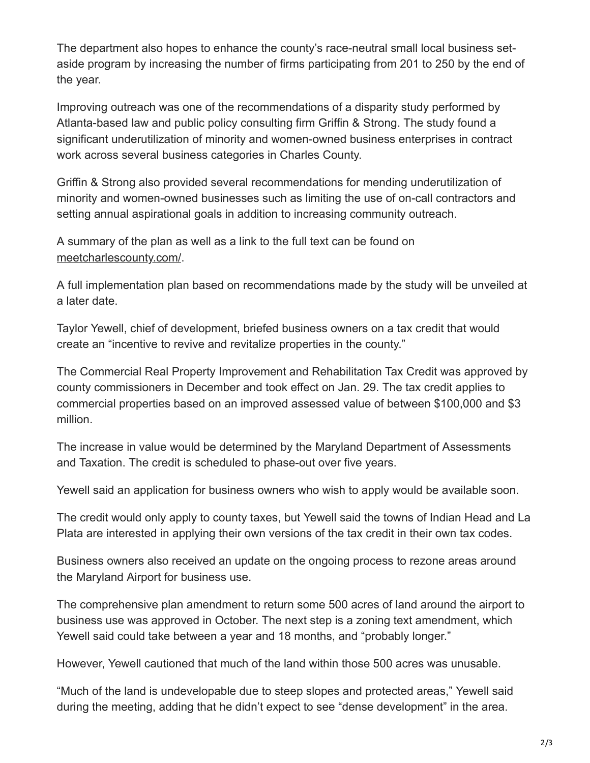The department also hopes to enhance the county's race-neutral small local business set-aside program by increasing the number of firms participating from 201 to 250 by the end of the year.

Improving outreach was one of the recommendations of a disparity study performed by Atlanta-based law and public policy consulting firm Griffin & Strong. The study found a significant underutilization of minority and women-owned business enterprises in contract work across several business categories in Charles County.

Griffin & Strong also provided several recommendations for mending underutilization of minority and women-owned businesses such as limiting the use of on-call contractors and setting annual aspirational goals in addition to increasing community outreach.

A summary of the plan as well as a link to the full text can be found on meetcharlescounty.com/.

A full implementation plan based on recommendations made by the study will be unveiled at a later date.

Taylor Yewell, chief of development, briefed business owners on a tax credit that would create an "incentive to revive and revitalize properties in the county."

The Commercial Real Property Improvement and Rehabilitation Tax Credit was approved by county commissioners in December and took effect on Jan. 29. The tax credit applies to commercial properties based on an improved assessed value of between $100,000 and $3 million.

The increase in value would be determined by the Maryland Department of Assessments and Taxation. The credit is scheduled to phase-out over five years.

Yewell said an application for business owners who wish to apply would be available soon.

The credit would only apply to county taxes, but Yewell said the towns of Indian Head and La Plata are interested in applying their own versions of the tax credit in their own tax codes.

Business owners also received an update on the ongoing process to rezone areas around the Maryland Airport for business use.

The comprehensive plan amendment to return some 500 acres of land around the airport to business use was approved in October. The next step is a zoning text amendment, which Yewell said could take between a year and 18 months, and "probably longer."

However, Yewell cautioned that much of the land within those 500 acres was unusable.

"Much of the land is undevelopable due to steep slopes and protected areas," Yewell said during the meeting, adding that he didn't expect to see "dense development" in the area.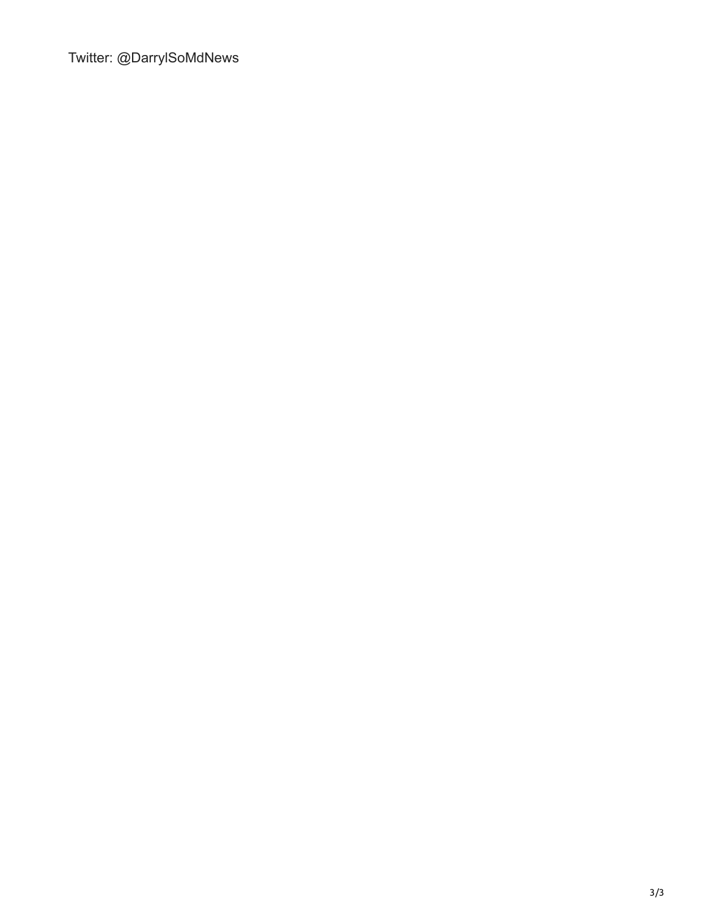Twitter: @DarrylSoMdNews